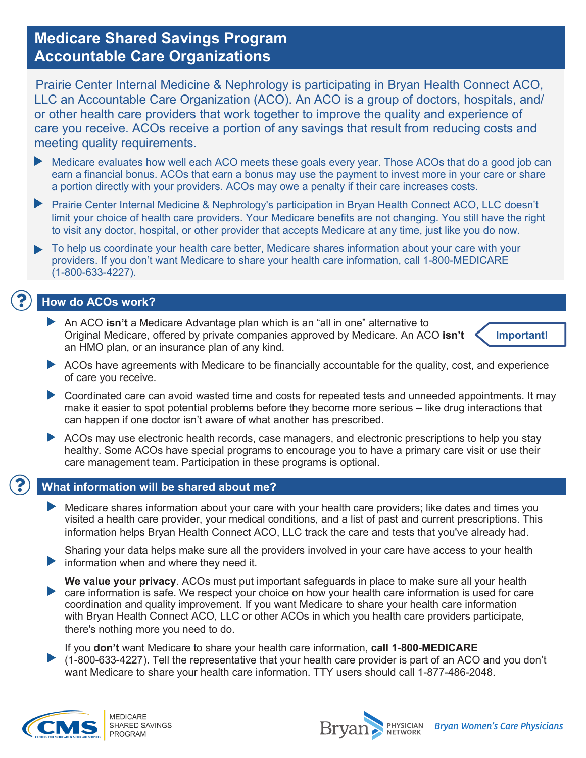# Medicare Shared Savings Program Accountable Care Organizations

Prairie Center Internal Medicine & Nephrology is participating in Bryan Health Connect ACO, LLC an Accountable Care Organization (ACO). An ACO is a group of doctors, hospitals, and/or other health care providers that work together to improve the quality and experience of care you receive. ACOs receive a portion of any savings that result from reducing costs and meeting quality requirements.

- Medicare evaluates how well each ACO meets these goals every year. Those ACOs that do a good job can earn a financial bonus. ACOs that earn a bonus may use the payment to invest more in your care or share a portion directly with your providers. ACOs may owe a penalty if their care increases costs.
- Prairie Center Internal Medicine & Nephrology's participation in Bryan Health Connect ACO, LLC doesn't limit your choice of health care providers. Your Medicare benefits are not changing. You still have the right to visit any doctor, hospital, or other provider that accepts Medicare at any time, just like you do now.
- To help us coordinate your health care better, Medicare shares information about your care with your providers. If you don't want Medicare to share your health care information, call 1-800-MEDICARE (1-800-633-4227).

## How do ACOs work?

- An ACO **isn't** a Medicare Advantage plan which is an "all in one" alternative to Original Medicare, offered by private companies approved by Medicare. An ACO **isn't** an HMO plan, or an insurance plan of any kind. **Important!**
- ACOs have agreements with Medicare to be financially accountable for the quality, cost, and experience of care you receive.
- Coordinated care can avoid wasted time and costs for repeated tests and unneeded appointments. It may make it easier to spot potential problems before they become more serious – like drug interactions that can happen if one doctor isn't aware of what another has prescribed.
- ACOs may use electronic health records, case managers, and electronic prescriptions to help you stay healthy. Some ACOs have special programs to encourage you to have a primary care visit or use their care management team. Participation in these programs is optional.

## What information will be shared about me?

- Medicare shares information about your care with your health care providers; like dates and times you visited a health care provider, your medical conditions, and a list of past and current prescriptions. This information helps Bryan Health Connect ACO, LLC track the care and tests that you've already had.
- Sharing your data helps make sure all the providers involved in your care have access to your health information when and where they need it.
- **We value your privacy**. ACOs must put important safeguards in place to make sure all your health care information is safe. We respect your choice on how your health care information is used for care coordination and quality improvement. If you want Medicare to share your health care information with Bryan Health Connect ACO, LLC or other ACOs in which you health care providers participate, there's nothing more you need to do.
- If you **don't** want Medicare to share your health care information, **call 1-800-MEDICARE** (1-800-633-4227). Tell the representative that your health care provider is part of an ACO and you don't want Medicare to share your health care information. TTY users should call 1-877-486-2048.

CMS MEDICARE SHARED SAVINGS PROGRAM

Bryan PHYSICIAN NETWORK *Bryan Women's Care Physicians*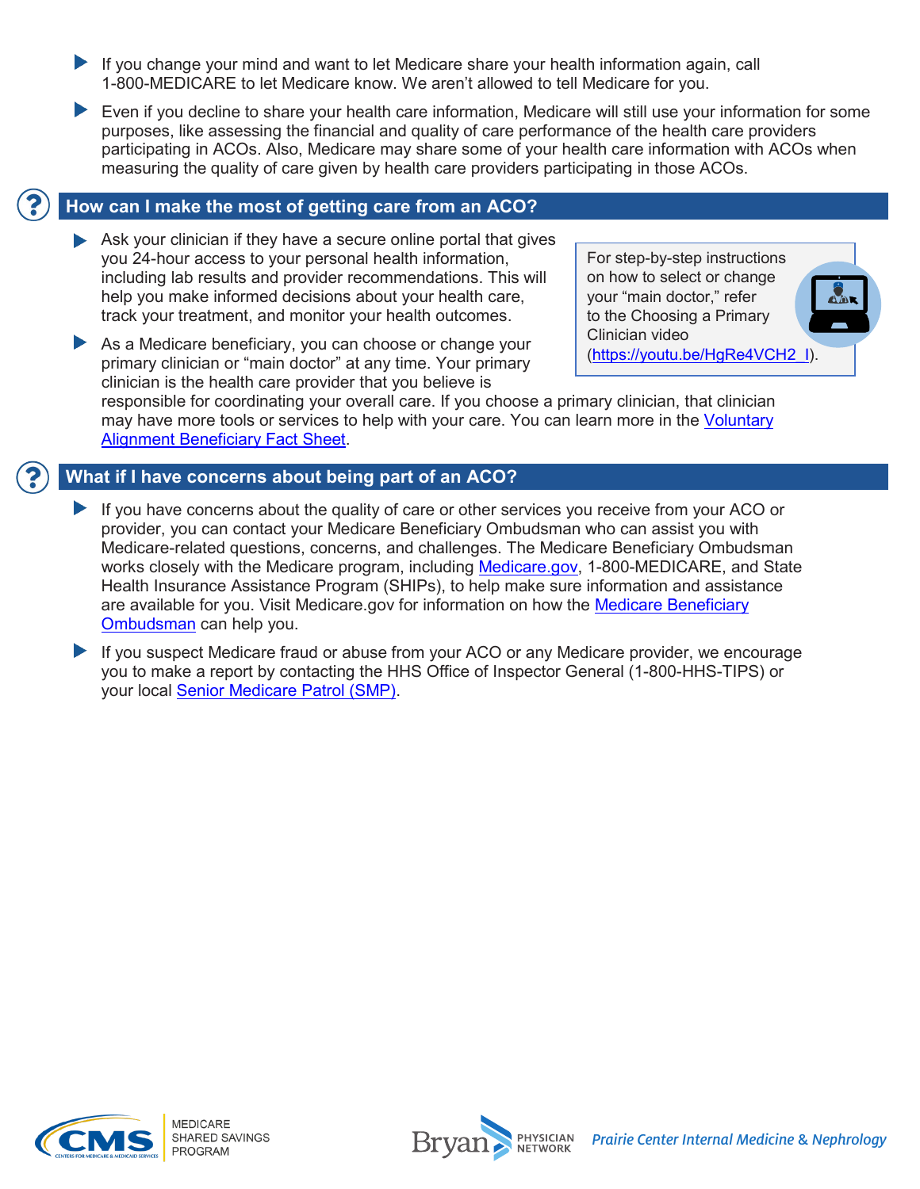- If you change your mind and want to let Medicare share your health information again, call 1-800-MEDICARE to let Medicare know. We aren't allowed to tell Medicare for you.
- Even if you decline to share your health care information, Medicare will still use your information for some purposes, like assessing the financial and quality of care performance of the health care providers participating in ACOs. Also, Medicare may share some of your health care information with ACOs when measuring the quality of care given by health care providers participating in those ACOs.

## How can I make the most of getting care from an ACO?

- Ask your clinician if they have a secure online portal that gives you 24-hour access to your personal health information, including lab results and provider recommendations. This will help you make informed decisions about your health care, track your treatment, and monitor your health outcomes.
- As a Medicare beneficiary, you can choose or change your primary clinician or "main doctor" at any time. Your primary clinician is the health care provider that you believe is responsible for coordinating your overall care. If you choose a primary clinician, that clinician may have more tools or services to help with your care. You can learn more in the Voluntary Alignment Beneficiary Fact Sheet.

For step-by-step instructions on how to select or change your "main doctor," refer to the Choosing a Primary Clinician video (https://youtu.be/HgRe4VCH2_I).

## What if I have concerns about being part of an ACO?

- If you have concerns about the quality of care or other services you receive from your ACO or provider, you can contact your Medicare Beneficiary Ombudsman who can assist you with Medicare-related questions, concerns, and challenges. The Medicare Beneficiary Ombudsman works closely with the Medicare program, including Medicare.gov, 1-800-MEDICARE, and State Health Insurance Assistance Program (SHIPs), to help make sure information and assistance are available for you. Visit Medicare.gov for information on how the Medicare Beneficiary Ombudsman can help you.
- If you suspect Medicare fraud or abuse from your ACO or any Medicare provider, we encourage you to make a report by contacting the HHS Office of Inspector General (1-800-HHS-TIPS) or your local Senior Medicare Patrol (SMP).

CMS MEDICARE SHARED SAVINGS PROGRAM

Bryan PHYSICIAN NETWORK *Prairie Center Internal Medicine & Nephrology*